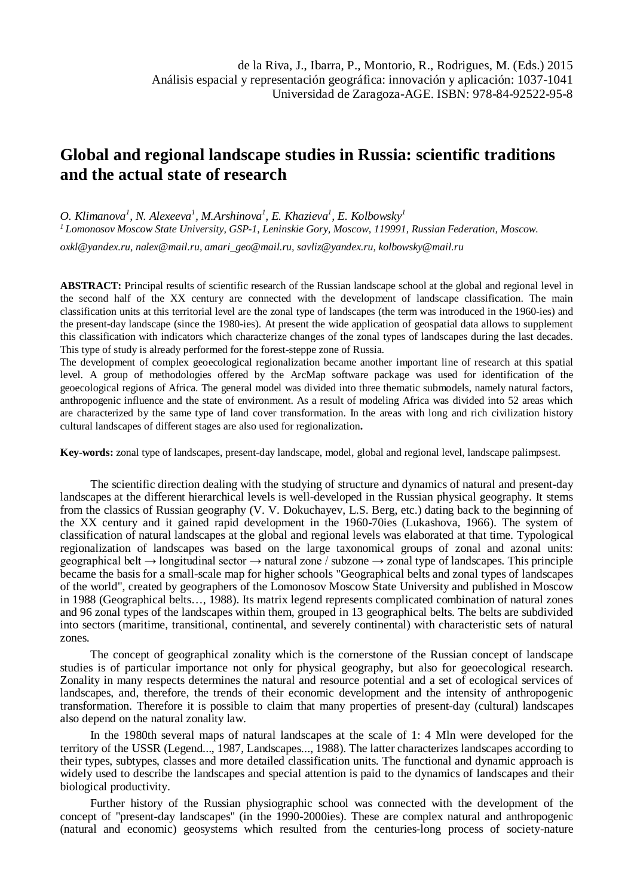de la Riva, J., Ibarra, P., Montorio, R., Rodrigues, M. (Eds.) 2015
Análisis espacial y representación geográfica: innovación y aplicación: 1037-1041
Universidad de Zaragoza-AGE. ISBN: 978-84-92522-95-8

# Global and regional landscape studies in Russia: scientific traditions and the actual state of research

*O. Klimanova[1], N. Alexeeva[1], M.Arshinova[1], E. Khazieva[1], E. Kolbowsky[1]*

*[1] Lomonosov Moscow State University, GSP-1, Leninskie Gory, Moscow, 119991, Russian Federation, Moscow.*

*oxkl@yandex.ru, nalex@mail.ru, amari_geo@mail.ru, savliz@yandex.ru, kolbowsky@mail.ru*

**ABSTRACT:** Principal results of scientific research of the Russian landscape school at the global and regional level in the second half of the XX century are connected with the development of landscape classification. The main classification units at this territorial level are the zonal type of landscapes (the term was introduced in the 1960-ies) and the present-day landscape (since the 1980-ies). At present the wide application of geospatial data allows to supplement this classification with indicators which characterize changes of the zonal types of landscapes during the last decades. This type of study is already performed for the forest-steppe zone of Russia.
The development of complex geoecological regionalization became another important line of research at this spatial level. A group of methodologies offered by the ArcMap software package was used for identification of the geoecological regions of Africa. The general model was divided into three thematic submodels, namely natural factors, anthropogenic influence and the state of environment. As a result of modeling Africa was divided into 52 areas which are characterized by the same type of land cover transformation. In the areas with long and rich civilization history cultural landscapes of different stages are also used for regionalization**.**

**Key-words:** zonal type of landscapes, present-day landscape, model, global and regional level, landscape palimpsest.

The scientific direction dealing with the studying of structure and dynamics of natural and present-day landscapes at the different hierarchical levels is well-developed in the Russian physical geography. It stems from the classics of Russian geography (V. V. Dokuchayev, L.S. Berg, etc.) dating back to the beginning of the XX century and it gained rapid development in the 1960-70ies (Lukashova, 1966). The system of classification of natural landscapes at the global and regional levels was elaborated at that time. Typological regionalization of landscapes was based on the large taxonomical groups of zonal and azonal units: geographical belt → longitudinal sector → natural zone / subzone → zonal type of landscapes. This principle became the basis for a small-scale map for higher schools "Geographical belts and zonal types of landscapes of the world", created by geographers of the Lomonosov Moscow State University and published in Moscow in 1988 (Geographical belts…, 1988). Its matrix legend represents complicated combination of natural zones and 96 zonal types of the landscapes within them, grouped in 13 geographical belts. The belts are subdivided into sectors (maritime, transitional, continental, and severely continental) with characteristic sets of natural zones.

The concept of geographical zonality which is the cornerstone of the Russian concept of landscape studies is of particular importance not only for physical geography, but also for geoecological research. Zonality in many respects determines the natural and resource potential and a set of ecological services of landscapes, and, therefore, the trends of their economic development and the intensity of anthropogenic transformation. Therefore it is possible to claim that many properties of present-day (cultural) landscapes also depend on the natural zonality law.

In the 1980th several maps of natural landscapes at the scale of 1: 4 Mln were developed for the territory of the USSR (Legend..., 1987, Landscapes..., 1988). The latter characterizes landscapes according to their types, subtypes, classes and more detailed classification units. The functional and dynamic approach is widely used to describe the landscapes and special attention is paid to the dynamics of landscapes and their biological productivity.

Further history of the Russian physiographic school was connected with the development of the concept of "present-day landscapes" (in the 1990-2000ies). These are complex natural and anthropogenic (natural and economic) geosystems which resulted from the centuries-long process of society-nature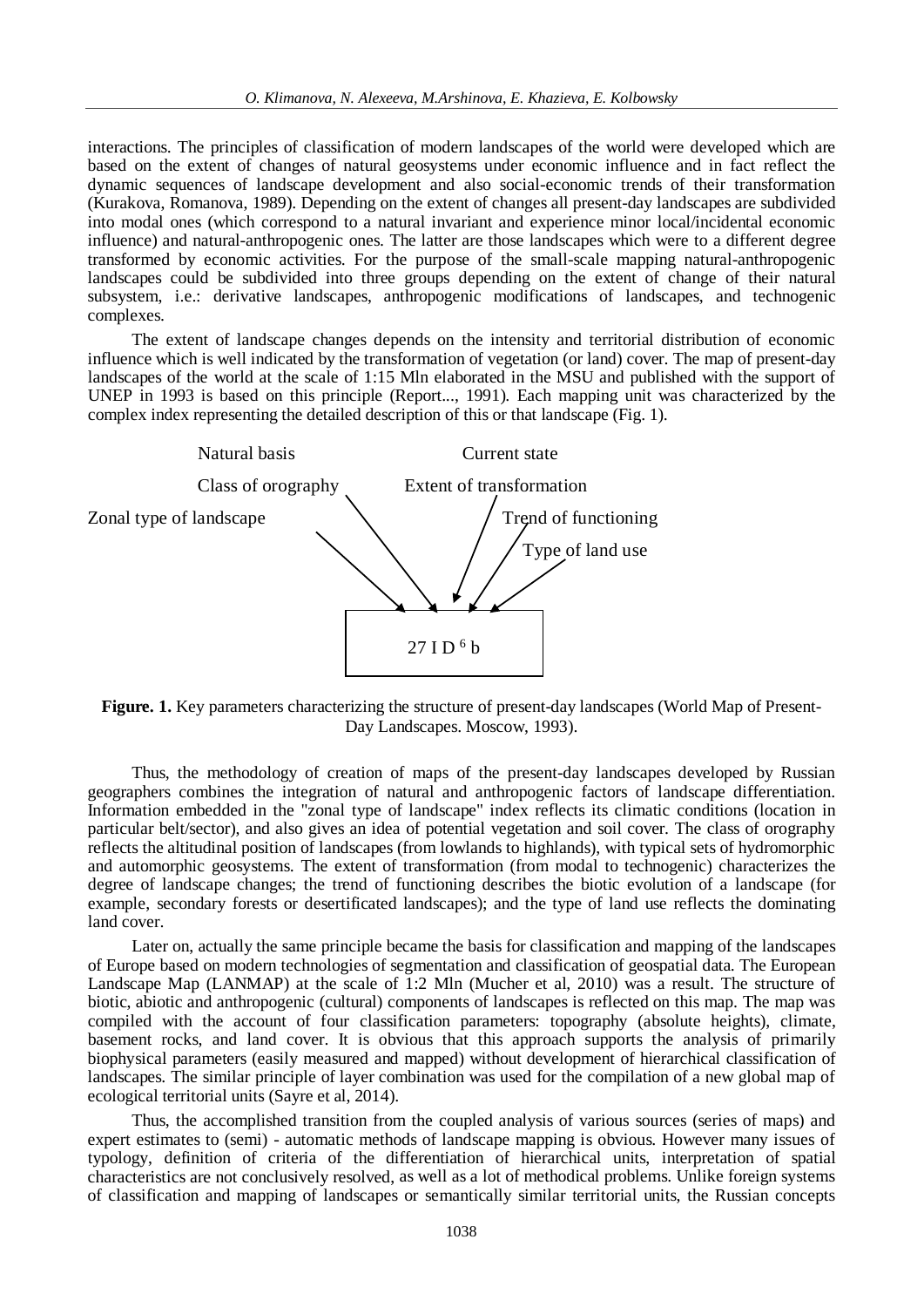interactions. The principles of classification of modern landscapes of the world were developed which are based on the extent of changes of natural geosystems under economic influence and in fact reflect the dynamic sequences of landscape development and also social-economic trends of their transformation (Kurakova, Romanova, 1989). Depending on the extent of changes all present-day landscapes are subdivided into modal ones (which correspond to a natural invariant and experience minor local/incidental economic influence) and natural-anthropogenic ones. The latter are those landscapes which were to a different degree transformed by economic activities. For the purpose of the small-scale mapping natural-anthropogenic landscapes could be subdivided into three groups depending on the extent of change of their natural subsystem, i.e.: derivative landscapes, anthropogenic modifications of landscapes, and technogenic complexes.

The extent of landscape changes depends on the intensity and territorial distribution of economic influence which is well indicated by the transformation of vegetation (or land) cover. The map of present-day landscapes of the world at the scale of 1:15 Mln elaborated in the MSU and published with the support of UNEP in 1993 is based on this principle (Report..., 1991). Each mapping unit was characterized by the complex index representing the detailed description of this or that landscape (Fig. 1).

Natural basis — Current state

Class of orography — Extent of transformation

Zonal type of landscape — Trend of functioning

Type of land use

27 I D $^{6}$ b

**Figure. 1.** Key parameters characterizing the structure of present-day landscapes (World Map of Present-Day Landscapes. Moscow, 1993).

Thus, the methodology of creation of maps of the present-day landscapes developed by Russian geographers combines the integration of natural and anthropogenic factors of landscape differentiation. Information embedded in the "zonal type of landscape" index reflects its climatic conditions (location in particular belt/sector), and also gives an idea of potential vegetation and soil cover. The class of orography reflects the altitudinal position of landscapes (from lowlands to highlands), with typical sets of hydromorphic and automorphic geosystems. The extent of transformation (from modal to technogenic) characterizes the degree of landscape changes; the trend of functioning describes the biotic evolution of a landscape (for example, secondary forests or desertificated landscapes); and the type of land use reflects the dominating land cover.

Later on, actually the same principle became the basis for classification and mapping of the landscapes of Europe based on modern technologies of segmentation and classification of geospatial data. The European Landscape Map (LANMAP) at the scale of 1:2 Mln (Mucher et al, 2010) was a result. The structure of biotic, abiotic and anthropogenic (cultural) components of landscapes is reflected on this map. The map was compiled with the account of four classification parameters: topography (absolute heights), climate, basement rocks, and land cover. It is obvious that this approach supports the analysis of primarily biophysical parameters (easily measured and mapped) without development of hierarchical classification of landscapes. The similar principle of layer combination was used for the compilation of a new global map of ecological territorial units (Sayre et al, 2014).

Thus, the accomplished transition from the coupled analysis of various sources (series of maps) and expert estimates to (semi) - automatic methods of landscape mapping is obvious. However many issues of typology, definition of criteria of the differentiation of hierarchical units, interpretation of spatial characteristics are not conclusively resolved, as well as a lot of methodical problems. Unlike foreign systems of classification and mapping of landscapes or semantically similar territorial units, the Russian concepts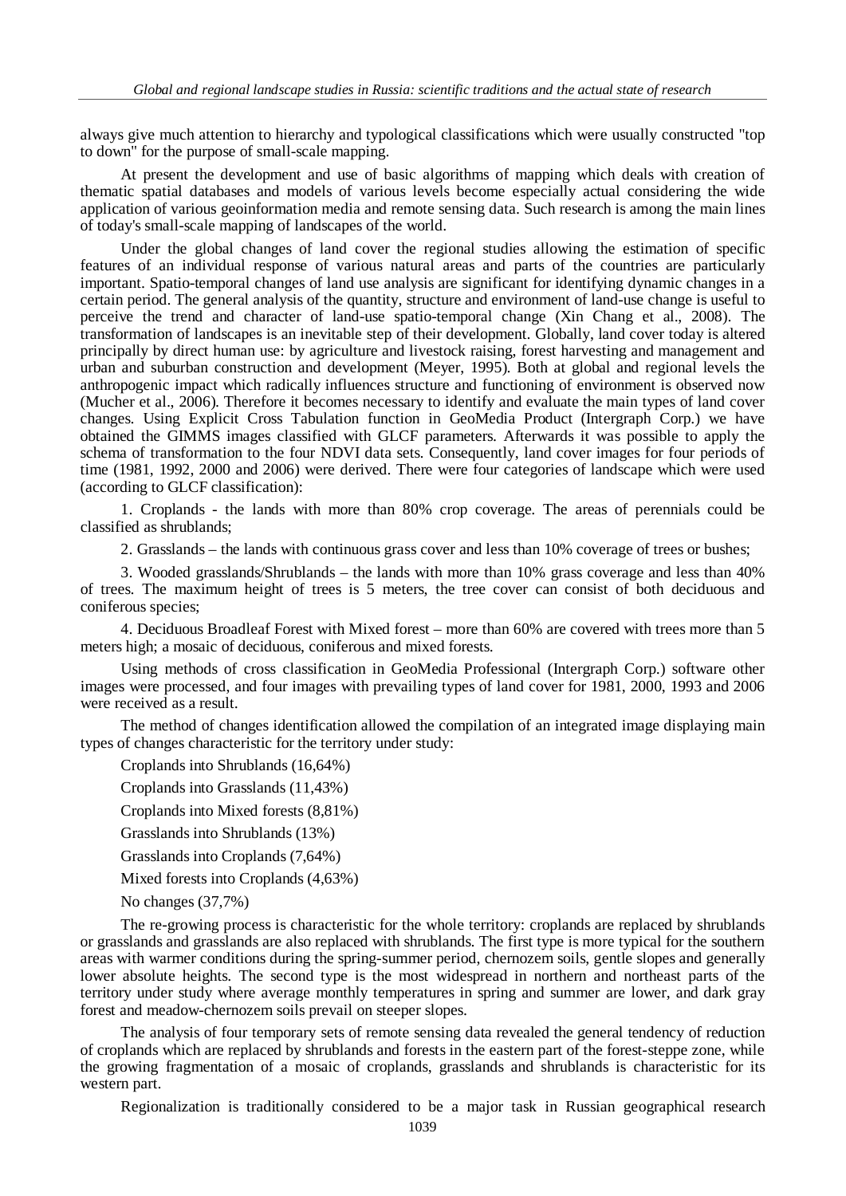always give much attention to hierarchy and typological classifications which were usually constructed "top to down" for the purpose of small-scale mapping.

At present the development and use of basic algorithms of mapping which deals with creation of thematic spatial databases and models of various levels become especially actual considering the wide application of various geoinformation media and remote sensing data. Such research is among the main lines of today's small-scale mapping of landscapes of the world.

Under the global changes of land cover the regional studies allowing the estimation of specific features of an individual response of various natural areas and parts of the countries are particularly important. Spatio-temporal changes of land use analysis are significant for identifying dynamic changes in a certain period. The general analysis of the quantity, structure and environment of land-use change is useful to perceive the trend and character of land-use spatio-temporal change (Xin Chang et al., 2008). The transformation of landscapes is an inevitable step of their development. Globally, land cover today is altered principally by direct human use: by agriculture and livestock raising, forest harvesting and management and urban and suburban construction and development (Meyer, 1995). Both at global and regional levels the anthropogenic impact which radically influences structure and functioning of environment is observed now (Mucher et al., 2006). Therefore it becomes necessary to identify and evaluate the main types of land cover changes. Using Explicit Cross Tabulation function in GeoMedia Product (Intergraph Corp.) we have obtained the GIMMS images classified with GLCF parameters. Afterwards it was possible to apply the schema of transformation to the four NDVI data sets. Consequently, land cover images for four periods of time (1981, 1992, 2000 and 2006) were derived. There were four categories of landscape which were used (according to GLCF classification):

1. Croplands - the lands with more than 80% crop coverage. The areas of perennials could be classified as shrublands;

2. Grasslands – the lands with continuous grass cover and less than 10% coverage of trees or bushes;

3. Wooded grasslands/Shrublands – the lands with more than 10% grass coverage and less than 40% of trees. The maximum height of trees is 5 meters, the tree cover can consist of both deciduous and coniferous species;

4. Deciduous Broadleaf Forest with Mixed forest – more than 60% are covered with trees more than 5 meters high; a mosaic of deciduous, coniferous and mixed forests.

Using methods of cross classification in GeoMedia Professional (Intergraph Corp.) software other images were processed, and four images with prevailing types of land cover for 1981, 2000, 1993 and 2006 were received as a result.

The method of changes identification allowed the compilation of an integrated image displaying main types of changes characteristic for the territory under study:

Croplands into Shrublands (16,64%)

Croplands into Grasslands (11,43%)

Croplands into Mixed forests (8,81%)

Grasslands into Shrublands (13%)

Grasslands into Croplands (7,64%)

Mixed forests into Croplands (4,63%)

No changes (37,7%)

The re-growing process is characteristic for the whole territory: croplands are replaced by shrublands or grasslands and grasslands are also replaced with shrublands. The first type is more typical for the southern areas with warmer conditions during the spring-summer period, chernozem soils, gentle slopes and generally lower absolute heights. The second type is the most widespread in northern and northeast parts of the territory under study where average monthly temperatures in spring and summer are lower, and dark gray forest and meadow-chernozem soils prevail on steeper slopes.

The analysis of four temporary sets of remote sensing data revealed the general tendency of reduction of croplands which are replaced by shrublands and forests in the eastern part of the forest-steppe zone, while the growing fragmentation of a mosaic of croplands, grasslands and shrublands is characteristic for its western part.

Regionalization is traditionally considered to be a major task in Russian geographical research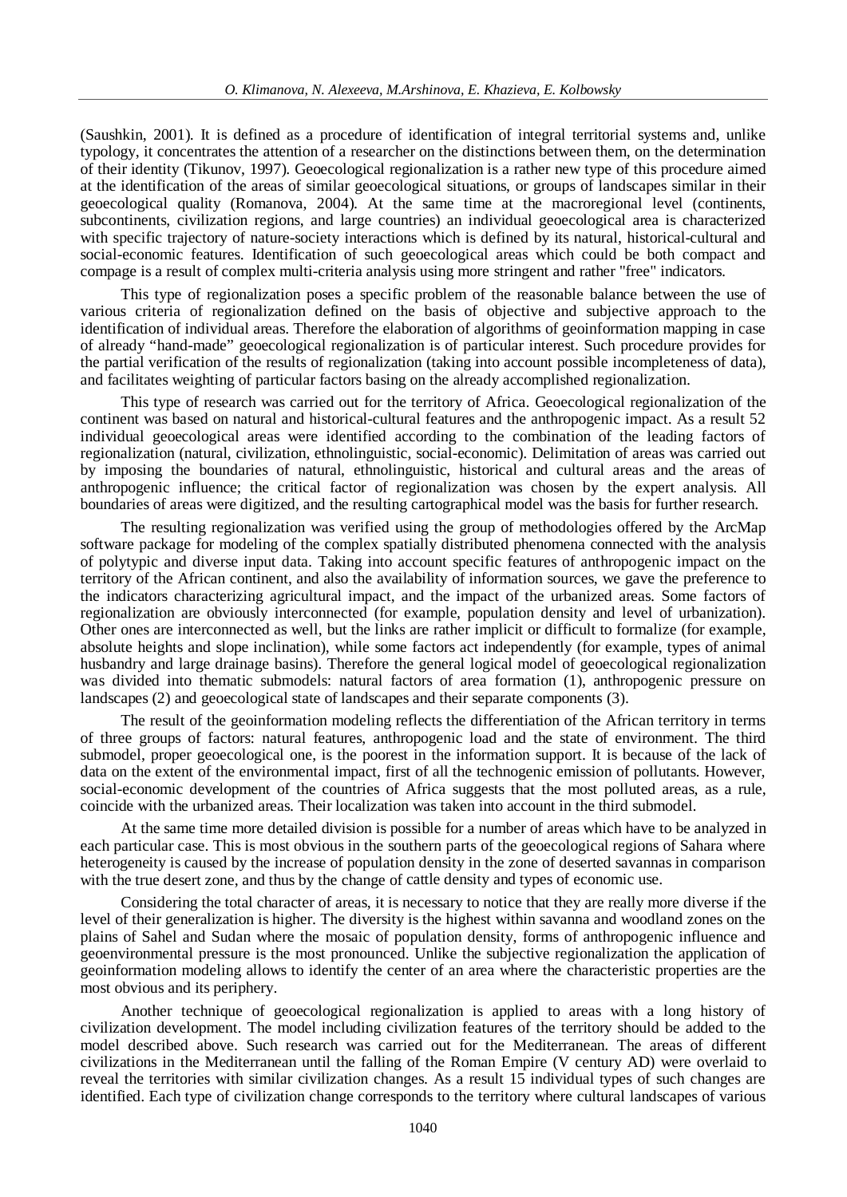(Saushkin, 2001). It is defined as a procedure of identification of integral territorial systems and, unlike typology, it concentrates the attention of a researcher on the distinctions between them, on the determination of their identity (Tikunov, 1997). Geoecological regionalization is a rather new type of this procedure aimed at the identification of the areas of similar geoecological situations, or groups of landscapes similar in their geoecological quality (Romanova, 2004). At the same time at the macroregional level (continents, subcontinents, civilization regions, and large countries) an individual geoecological area is characterized with specific trajectory of nature-society interactions which is defined by its natural, historical-cultural and social-economic features. Identification of such geoecological areas which could be both compact and compage is a result of complex multi-criteria analysis using more stringent and rather "free" indicators.

This type of regionalization poses a specific problem of the reasonable balance between the use of various criteria of regionalization defined on the basis of objective and subjective approach to the identification of individual areas. Therefore the elaboration of algorithms of geoinformation mapping in case of already "hand-made" geoecological regionalization is of particular interest. Such procedure provides for the partial verification of the results of regionalization (taking into account possible incompleteness of data), and facilitates weighting of particular factors basing on the already accomplished regionalization.

This type of research was carried out for the territory of Africa. Geoecological regionalization of the continent was based on natural and historical-cultural features and the anthropogenic impact. As a result 52 individual geoecological areas were identified according to the combination of the leading factors of regionalization (natural, civilization, ethnolinguistic, social-economic). Delimitation of areas was carried out by imposing the boundaries of natural, ethnolinguistic, historical and cultural areas and the areas of anthropogenic influence; the critical factor of regionalization was chosen by the expert analysis. All boundaries of areas were digitized, and the resulting cartographical model was the basis for further research.

The resulting regionalization was verified using the group of methodologies offered by the ArcMap software package for modeling of the complex spatially distributed phenomena connected with the analysis of polytypic and diverse input data. Taking into account specific features of anthropogenic impact on the territory of the African continent, and also the availability of information sources, we gave the preference to the indicators characterizing agricultural impact, and the impact of the urbanized areas. Some factors of regionalization are obviously interconnected (for example, population density and level of urbanization). Other ones are interconnected as well, but the links are rather implicit or difficult to formalize (for example, absolute heights and slope inclination), while some factors act independently (for example, types of animal husbandry and large drainage basins). Therefore the general logical model of geoecological regionalization was divided into thematic submodels: natural factors of area formation (1), anthropogenic pressure on landscapes (2) and geoecological state of landscapes and their separate components (3).

The result of the geoinformation modeling reflects the differentiation of the African territory in terms of three groups of factors: natural features, anthropogenic load and the state of environment. The third submodel, proper geoecological one, is the poorest in the information support. It is because of the lack of data on the extent of the environmental impact, first of all the technogenic emission of pollutants. However, social-economic development of the countries of Africa suggests that the most polluted areas, as a rule, coincide with the urbanized areas. Their localization was taken into account in the third submodel.

At the same time more detailed division is possible for a number of areas which have to be analyzed in each particular case. This is most obvious in the southern parts of the geoecological regions of Sahara where heterogeneity is caused by the increase of population density in the zone of deserted savannas in comparison with the true desert zone, and thus by the change of cattle density and types of economic use.

Considering the total character of areas, it is necessary to notice that they are really more diverse if the level of their generalization is higher. The diversity is the highest within savanna and woodland zones on the plains of Sahel and Sudan where the mosaic of population density, forms of anthropogenic influence and geoenvironmental pressure is the most pronounced. Unlike the subjective regionalization the application of geoinformation modeling allows to identify the center of an area where the characteristic properties are the most obvious and its periphery.

Another technique of geoecological regionalization is applied to areas with a long history of civilization development. The model including civilization features of the territory should be added to the model described above. Such research was carried out for the Mediterranean. The areas of different civilizations in the Mediterranean until the falling of the Roman Empire (V century AD) were overlaid to reveal the territories with similar civilization changes. As a result 15 individual types of such changes are identified. Each type of civilization change corresponds to the territory where cultural landscapes of various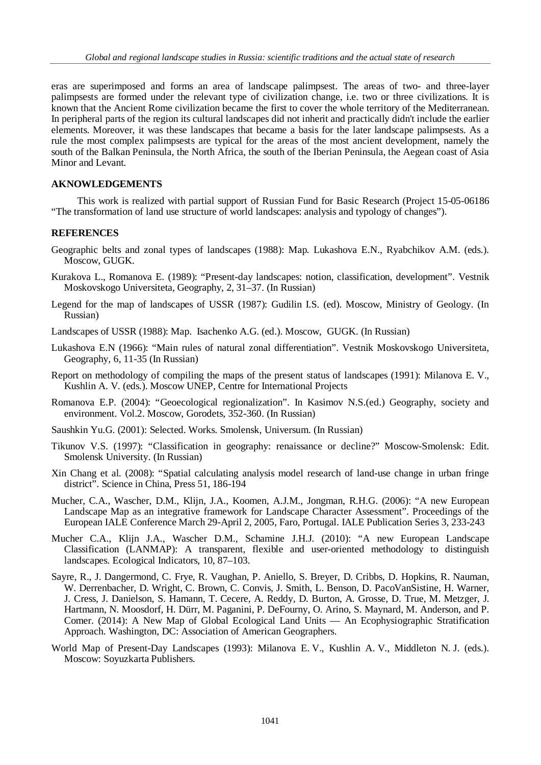eras are superimposed and forms an area of landscape palimpsest. The areas of two- and three-layer palimpsests are formed under the relevant type of civilization change, i.e. two or three civilizations. It is known that the Ancient Rome civilization became the first to cover the whole territory of the Mediterranean. In peripheral parts of the region its cultural landscapes did not inherit and practically didn't include the earlier elements. Moreover, it was these landscapes that became a basis for the later landscape palimpsests. As a rule the most complex palimpsests are typical for the areas of the most ancient development, namely the south of the Balkan Peninsula, the North Africa, the south of the Iberian Peninsula, the Aegean coast of Asia Minor and Levant.

## AKNOWLEDGEMENTS

This work is realized with partial support of Russian Fund for Basic Research (Project 15-05-06186 "The transformation of land use structure of world landscapes: analysis and typology of changes").

## REFERENCES

Geographic belts and zonal types of landscapes (1988): Map. Lukashova E.N., Ryabchikov A.M. (eds.). Moscow, GUGK.

Kurakova L., Romanova E. (1989): "Present-day landscapes: notion, classification, development". Vestnik Moskovskogo Universiteta, Geography, 2, 31–37. (In Russian)

Legend for the map of landscapes of USSR (1987): Gudilin I.S. (ed). Moscow, Ministry of Geology. (In Russian)

Landscapes of USSR (1988): Map. Isachenko A.G. (ed.). Moscow, GUGK. (In Russian)

Lukashova E.N (1966): "Main rules of natural zonal differentiation". Vestnik Moskovskogo Universiteta, Geography, 6, 11-35 (In Russian)

Report on methodology of compiling the maps of the present status of landscapes (1991): Milanova E. V., Kushlin A. V. (eds.). Moscow UNEP, Centre for International Projects

Romanova E.P. (2004): "Geoecological regionalization". In Kasimov N.S.(ed.) Geography, society and environment. Vol.2. Moscow, Gorodets, 352-360. (In Russian)

Saushkin Yu.G. (2001): Selected. Works. Smolensk, Universum. (In Russian)

Tikunov V.S. (1997): "Classification in geography: renaissance or decline?" Moscow-Smolensk: Edit. Smolensk University. (In Russian)

Xin Chang et al. (2008): "Spatial calculating analysis model research of land-use change in urban fringe district". Science in China, Press 51, 186-194

Mucher, C.A., Wascher, D.M., Klijn, J.A., Koomen, A.J.M., Jongman, R.H.G. (2006): "A new European Landscape Map as an integrative framework for Landscape Character Assessment". Proceedings of the European IALE Conference March 29-April 2, 2005, Faro, Portugal. IALE Publication Series 3, 233-243

Mucher C.A., Klijn J.A., Wascher D.M., Schamine J.H.J. (2010): "A new European Landscape Classification (LANMAP): A transparent, flexible and user-oriented methodology to distinguish landscapes. Ecological Indicators, 10, 87–103.

Sayre, R., J. Dangermond, C. Frye, R. Vaughan, P. Aniello, S. Breyer, D. Cribbs, D. Hopkins, R. Nauman, W. Derrenbacher, D. Wright, C. Brown, C. Convis, J. Smith, L. Benson, D. PacoVanSistine, H. Warner, J. Cress, J. Danielson, S. Hamann, T. Cecere, A. Reddy, D. Burton, A. Grosse, D. True, M. Metzger, J. Hartmann, N. Moosdorf, H. Dürr, M. Paganini, P. DeFourny, O. Arino, S. Maynard, M. Anderson, and P. Comer. (2014): A New Map of Global Ecological Land Units — An Ecophysiographic Stratification Approach. Washington, DC: Association of American Geographers.

World Map of Present-Day Landscapes (1993): Milanova E. V., Kushlin A. V., Middleton N. J. (eds.). Moscow: Soyuzkarta Publishers.